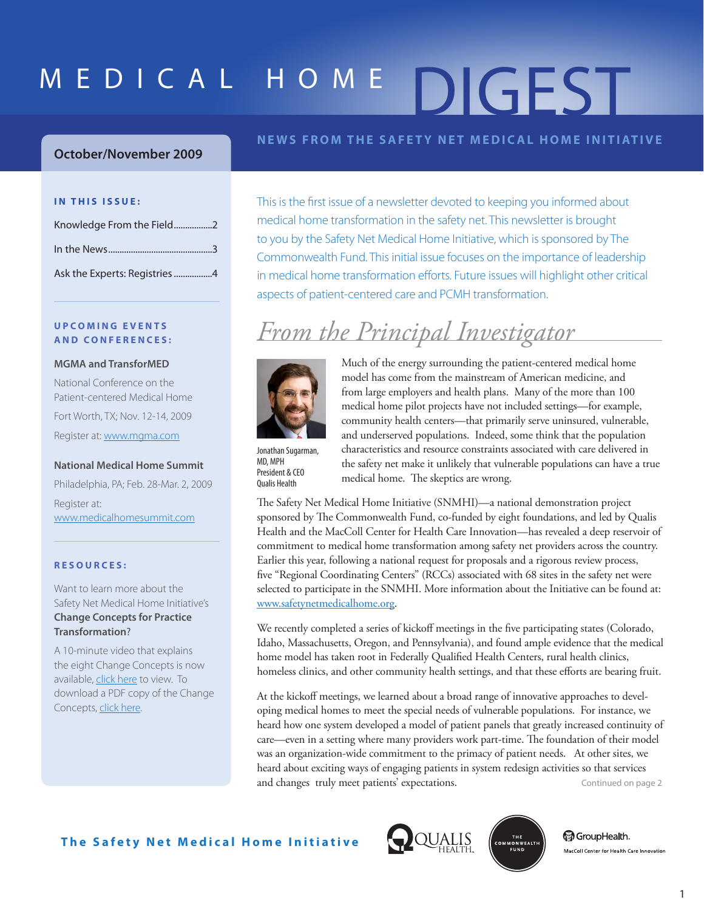# MEDICAL HOME DIGEST

## NEWS FROM THE SAFETY NET MEDICAL HOME INITIATIVE

**October/November 2009**

This is the first issue of a newsletter devoted to keeping you informed about medical home transformation in the safety net. This newsletter is brought to you by the Safety Net Medical Home Initiative, which is sponsored by The Commonwealth Fund. This initial issue focuses on the importance of leadership in medical home transformation efforts. Future issues will highlight other critical aspects of patient-centered care and PCMH transformation.

## *From the Principal Investigator*

Jonathan Sugarman, MD, MPH
President & CEO
Qualis Health

Much of the energy surrounding the patient-centered medical home model has come from the mainstream of American medicine, and from large employers and health plans. Many of the more than 100 medical home pilot projects have not included settings—for example, community health centers—that primarily serve uninsured, vulnerable, and underserved populations. Indeed, some think that the population characteristics and resource constraints associated with care delivered in the safety net make it unlikely that vulnerable populations can have a true medical home. The skeptics are wrong.

The Safety Net Medical Home Initiative (SNMHI)—a national demonstration project sponsored by The Commonwealth Fund, co-funded by eight foundations, and led by Qualis Health and the MacColl Center for Health Care Innovation—has revealed a deep reservoir of commitment to medical home transformation among safety net providers across the country. Earlier this year, following a national request for proposals and a rigorous review process, five "Regional Coordinating Centers" (RCCs) associated with 68 sites in the safety net were selected to participate in the SNMHI. More information about the Initiative can be found at: www.safetynetmedicalhome.org.

We recently completed a series of kickoff meetings in the five participating states (Colorado, Idaho, Massachusetts, Oregon, and Pennsylvania), and found ample evidence that the medical home model has taken root in Federally Qualified Health Centers, rural health clinics, homeless clinics, and other community health settings, and that these efforts are bearing fruit.

At the kickoff meetings, we learned about a broad range of innovative approaches to developing medical homes to meet the special needs of vulnerable populations. For instance, we heard how one system developed a model of patient panels that greatly increased continuity of care—even in a setting where many providers work part-time. The foundation of their model was an organization-wide commitment to the primacy of patient needs. At other sites, we heard about exciting ways of engaging patients in system redesign activities so that services and changes truly meet patients' expectations.

Continued on page 2

### IN THIS ISSUE:

- Knowledge From the Field.................2
- In the News.............................................3
- Ask the Experts: Registries.................4

### UPCOMING EVENTS AND CONFERENCES:

**MGMA and TransforMED**

National Conference on the Patient-centered Medical Home

Fort Worth, TX; Nov. 12-14, 2009

Register at: www.mgma.com

**National Medical Home Summit**

Philadelphia, PA; Feb. 28-Mar. 2, 2009

Register at: www.medicalhomesummit.com

### RESOURCES:

Want to learn more about the Safety Net Medical Home Initiative's **Change Concepts for Practice Transformation**?

A 10-minute video that explains the eight Change Concepts is now available, click here to view. To download a PDF copy of the Change Concepts, click here.

**The Safety Net Medical Home Initiative**

Qualis Health | The Commonwealth Fund | GroupHealth. MacColl Center for Health Care Innovation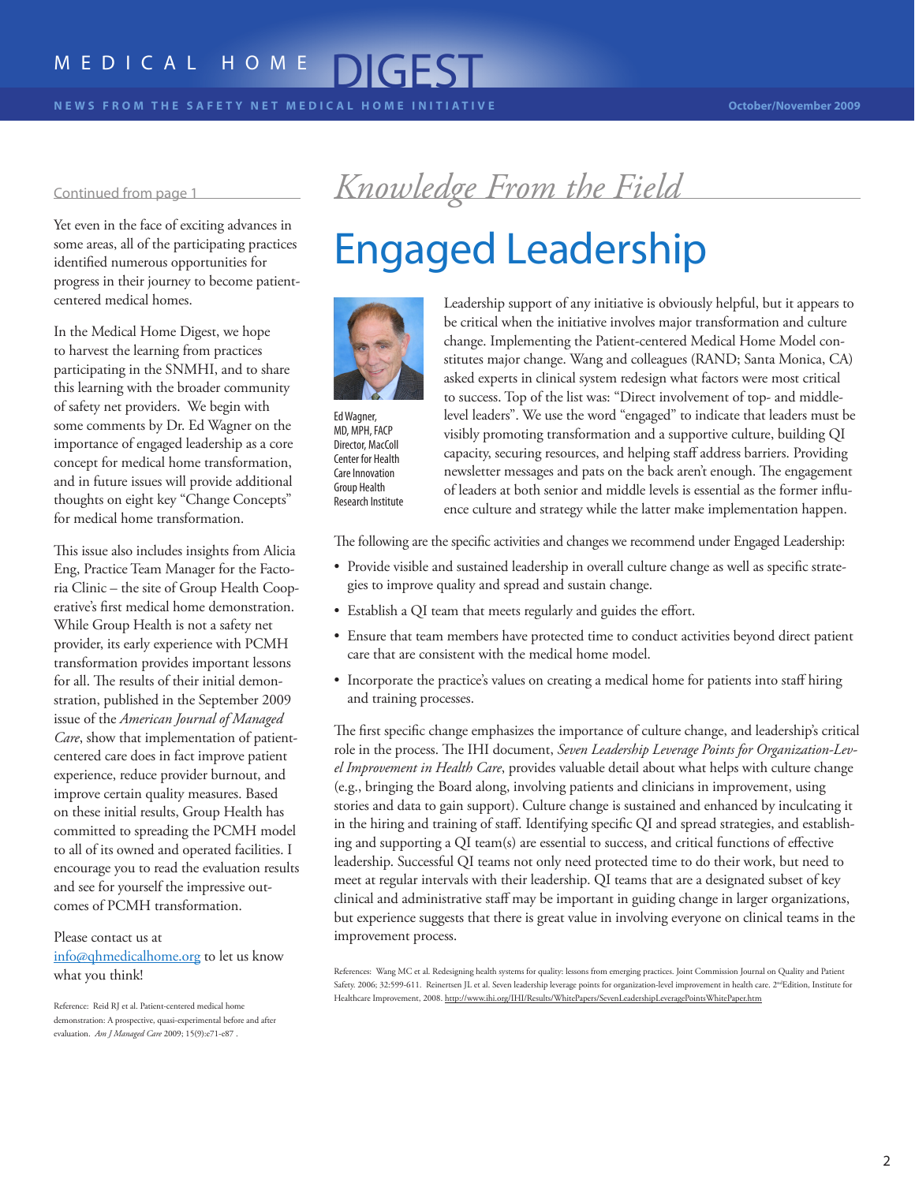Continued from page 1

Yet even in the face of exciting advances in some areas, all of the participating practices identified numerous opportunities for progress in their journey to become patient-centered medical homes.

In the Medical Home Digest, we hope to harvest the learning from practices participating in the SNMHI, and to share this learning with the broader community of safety net providers. We begin with some comments by Dr. Ed Wagner on the importance of engaged leadership as a core concept for medical home transformation, and in future issues will provide additional thoughts on eight key "Change Concepts" for medical home transformation.

This issue also includes insights from Alicia Eng, Practice Team Manager for the Factoria Clinic – the site of Group Health Cooperative's first medical home demonstration. While Group Health is not a safety net provider, its early experience with PCMH transformation provides important lessons for all. The results of their initial demonstration, published in the September 2009 issue of the *American Journal of Managed Care*, show that implementation of patient-centered care does in fact improve patient experience, reduce provider burnout, and improve certain quality measures. Based on these initial results, Group Health has committed to spreading the PCMH model to all of its owned and operated facilities. I encourage you to read the evaluation results and see for yourself the impressive outcomes of PCMH transformation.

Please contact us at info@qhmedicalhome.org to let us know what you think!

Reference: Reid RJ et al. Patient-centered medical home demonstration: A prospective, quasi-experimental before and after evaluation. *Am J Managed Care* 2009; 15(9):e71-e87 .

## *Knowledge From the Field*

# Engaged Leadership

Ed Wagner, MD, MPH, FACP
Director, MacColl Center for Health Care Innovation
Group Health Research Institute

Leadership support of any initiative is obviously helpful, but it appears to be critical when the initiative involves major transformation and culture change. Implementing the Patient-centered Medical Home Model constitutes major change. Wang and colleagues (RAND; Santa Monica, CA) asked experts in clinical system redesign what factors were most critical to success. Top of the list was: "Direct involvement of top- and middle-level leaders". We use the word "engaged" to indicate that leaders must be visibly promoting transformation and a supportive culture, building QI capacity, securing resources, and helping staff address barriers. Providing newsletter messages and pats on the back aren't enough. The engagement of leaders at both senior and middle levels is essential as the former influence culture and strategy while the latter make implementation happen.

The following are the specific activities and changes we recommend under Engaged Leadership:

- Provide visible and sustained leadership in overall culture change as well as specific strategies to improve quality and spread and sustain change.
- Establish a QI team that meets regularly and guides the effort.
- Ensure that team members have protected time to conduct activities beyond direct patient care that are consistent with the medical home model.
- Incorporate the practice's values on creating a medical home for patients into staff hiring and training processes.

The first specific change emphasizes the importance of culture change, and leadership's critical role in the process. The IHI document, *Seven Leadership Leverage Points for Organization-Level Improvement in Health Care*, provides valuable detail about what helps with culture change (e.g., bringing the Board along, involving patients and clinicians in improvement, using stories and data to gain support). Culture change is sustained and enhanced by inculcating it in the hiring and training of staff. Identifying specific QI and spread strategies, and establishing and supporting a QI team(s) are essential to success, and critical functions of effective leadership. Successful QI teams not only need protected time to do their work, but need to meet at regular intervals with their leadership. QI teams that are a designated subset of key clinical and administrative staff may be important in guiding change in larger organizations, but experience suggests that there is great value in involving everyone on clinical teams in the improvement process.

References: Wang MC et al. Redesigning health systems for quality: lessons from emerging practices. Joint Commission Journal on Quality and Patient Safety. 2006; 32:599-611. Reinertsen JL et al. Seven leadership leverage points for organization-level improvement in health care. 2nd Edition, Institute for Healthcare Improvement, 2008. http://www.ihi.org/IHI/Results/WhitePapers/SevenLeadershipLeveragePointsWhitePaper.htm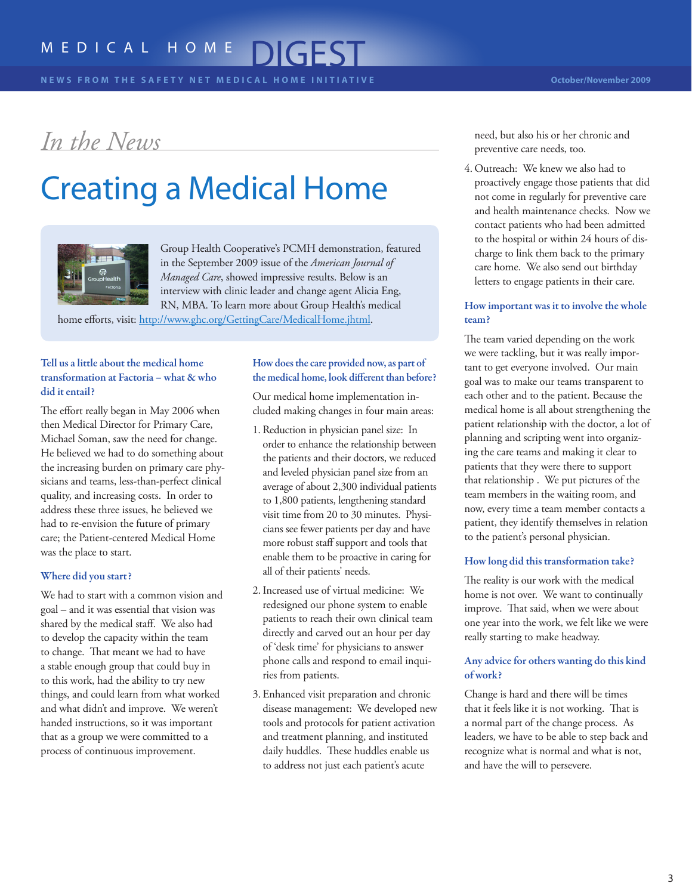# MEDICAL HOME DIGEST

**NEWS FROM THE SAFETY NET MEDICAL HOME INITIATIVE** October/November 2009

*In the News*

# Creating a Medical Home

Group Health Cooperative's PCMH demonstration, featured in the September 2009 issue of the *American Journal of Managed Care*, showed impressive results. Below is an interview with clinic leader and change agent Alicia Eng, RN, MBA. To learn more about Group Health's medical home efforts, visit: [http://www.ghc.org/GettingCare/MedicalHome.jhtml](http://www.ghc.org/GettingCare/MedicalHome.jhtml).

### Tell us a little about the medical home transformation at Factoria – what & who did it entail?

The effort really began in May 2006 when then Medical Director for Primary Care, Michael Soman, saw the need for change. He believed we had to do something about the increasing burden on primary care physicians and teams, less-than-perfect clinical quality, and increasing costs. In order to address these three issues, he believed we had to re-envision the future of primary care; the Patient-centered Medical Home was the place to start.

### Where did you start?

We had to start with a common vision and goal – and it was essential that vision was shared by the medical staff. We also had to develop the capacity within the team to change. That meant we had to have a stable enough group that could buy in to this work, had the ability to try new things, and could learn from what worked and what didn't and improve. We weren't handed instructions, so it was important that as a group we were committed to a process of continuous improvement.

### How does the care provided now, as part of the medical home, look different than before?

Our medical home implementation included making changes in four main areas:

1. Reduction in physician panel size: In order to enhance the relationship between the patients and their doctors, we reduced and leveled physician panel size from an average of about 2,300 individual patients to 1,800 patients, lengthening standard visit time from 20 to 30 minutes. Physicians see fewer patients per day and have more robust staff support and tools that enable them to be proactive in caring for all of their patients' needs.
2. Increased use of virtual medicine: We redesigned our phone system to enable patients to reach their own clinical team directly and carved out an hour per day of 'desk time' for physicians to answer phone calls and respond to email inquiries from patients.
3. Enhanced visit preparation and chronic disease management: We developed new tools and protocols for patient activation and treatment planning, and instituted daily huddles. These huddles enable us to address not just each patient's acute need, but also his or her chronic and preventive care needs, too.
4. Outreach: We knew we also had to proactively engage those patients that did not come in regularly for preventive care and health maintenance checks. Now we contact patients who had been admitted to the hospital or within 24 hours of discharge to link them back to the primary care home. We also send out birthday letters to engage patients in their care.

### How important was it to involve the whole team?

The team varied depending on the work we were tackling, but it was really important to get everyone involved. Our main goal was to make our teams transparent to each other and to the patient. Because the medical home is all about strengthening the patient relationship with the doctor, a lot of planning and scripting went into organizing the care teams and making it clear to patients that they were there to support that relationship . We put pictures of the team members in the waiting room, and now, every time a team member contacts a patient, they identify themselves in relation to the patient's personal physician.

### How long did this transformation take?

The reality is our work with the medical home is not over. We want to continually improve. That said, when we were about one year into the work, we felt like we were really starting to make headway.

### Any advice for others wanting do this kind of work?

Change is hard and there will be times that it feels like it is not working. That is a normal part of the change process. As leaders, we have to be able to step back and recognize what is normal and what is not, and have the will to persevere.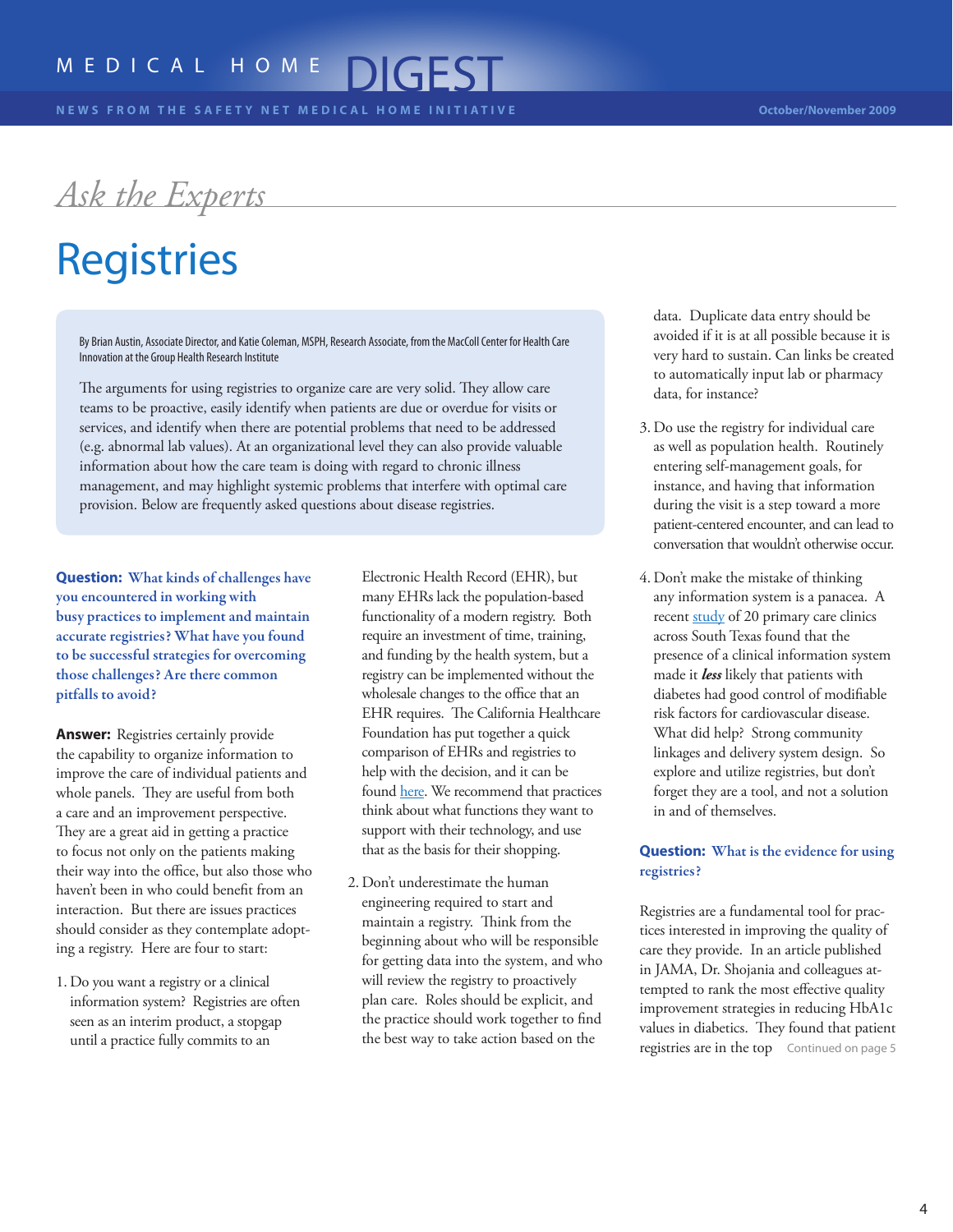# Ask the Experts

## Registries

By Brian Austin, Associate Director, and Katie Coleman, MSPH, Research Associate, from the MacColl Center for Health Care Innovation at the Group Health Research Institute

The arguments for using registries to organize care are very solid. They allow care teams to be proactive, easily identify when patients are due or overdue for visits or services, and identify when there are potential problems that need to be addressed (e.g. abnormal lab values). At an organizational level they can also provide valuable information about how the care team is doing with regard to chronic illness management, and may highlight systemic problems that interfere with optimal care provision. Below are frequently asked questions about disease registries.

**Question: What kinds of challenges have you encountered in working with busy practices to implement and maintain accurate registries? What have you found to be successful strategies for overcoming those challenges? Are there common pitfalls to avoid?**

**Answer:** Registries certainly provide the capability to organize information to improve the care of individual patients and whole panels. They are useful from both a care and an improvement perspective. They are a great aid in getting a practice to focus not only on the patients making their way into the office, but also those who haven't been in who could benefit from an interaction. But there are issues practices should consider as they contemplate adopting a registry. Here are four to start:

1. Do you want a registry or a clinical information system? Registries are often seen as an interim product, a stopgap until a practice fully commits to an Electronic Health Record (EHR), but many EHRs lack the population-based functionality of a modern registry. Both require an investment of time, training, and funding by the health system, but a registry can be implemented without the wholesale changes to the office that an EHR requires. The California Healthcare Foundation has put together a quick comparison of EHRs and registries to help with the decision, and it can be found here. We recommend that practices think about what functions they want to support with their technology, and use that as the basis for their shopping.

2. Don't underestimate the human engineering required to start and maintain a registry. Think from the beginning about who will be responsible for getting data into the system, and who will review the registry to proactively plan care. Roles should be explicit, and the practice should work together to find the best way to take action based on the data. Duplicate data entry should be avoided if it is at all possible because it is very hard to sustain. Can links be created to automatically input lab or pharmacy data, for instance?

3. Do use the registry for individual care as well as population health. Routinely entering self-management goals, for instance, and having that information during the visit is a step toward a more patient-centered encounter, and can lead to conversation that wouldn't otherwise occur.

4. Don't make the mistake of thinking any information system is a panacea. A recent study of 20 primary care clinics across South Texas found that the presence of a clinical information system made it ***less*** likely that patients with diabetes had good control of modifiable risk factors for cardiovascular disease. What did help? Strong community linkages and delivery system design. So explore and utilize registries, but don't forget they are a tool, and not a solution in and of themselves.

**Question: What is the evidence for using registries?**

Registries are a fundamental tool for practices interested in improving the quality of care they provide. In an article published in JAMA, Dr. Shojania and colleagues attempted to rank the most effective quality improvement strategies in reducing HbA1c values in diabetics. They found that patient registries are in the top

Continued on page 5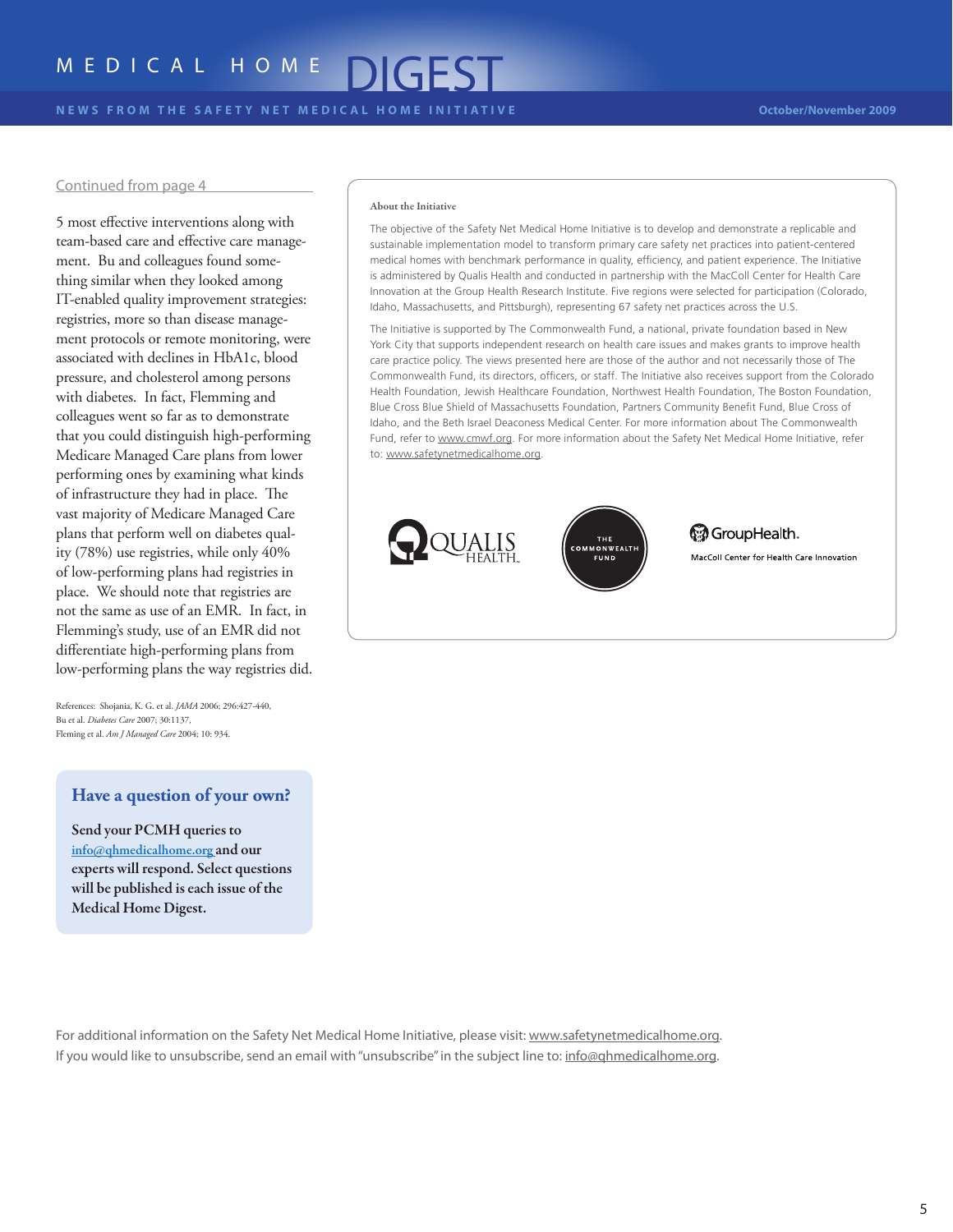Continued from page 4

5 most effective interventions along with team-based care and effective care management. Bu and colleagues found something similar when they looked among IT-enabled quality improvement strategies: registries, more so than disease management protocols or remote monitoring, were associated with declines in HbA1c, blood pressure, and cholesterol among persons with diabetes. In fact, Flemming and colleagues went so far as to demonstrate that you could distinguish high-performing Medicare Managed Care plans from lower performing ones by examining what kinds of infrastructure they had in place. The vast majority of Medicare Managed Care plans that perform well on diabetes quality (78%) use registries, while only 40% of low-performing plans had registries in place. We should note that registries are not the same as use of an EMR. In fact, in Flemming's study, use of an EMR did not differentiate high-performing plans from low-performing plans the way registries did.

References: Shojania, K. G. et al. *JAMA* 2006; 296:427-440,
Bu et al. *Diabetes Care* 2007; 30:1137,
Fleming et al. *Am J Managed Care* 2004; 10: 934.

## Have a question of your own?

**Send your PCMH queries to info@qhmedicalhome.org and our experts will respond. Select questions will be published is each issue of the Medical Home Digest.**

### About the Initiative

The objective of the Safety Net Medical Home Initiative is to develop and demonstrate a replicable and sustainable implementation model to transform primary care safety net practices into patient-centered medical homes with benchmark performance in quality, efficiency, and patient experience. The Initiative is administered by Qualis Health and conducted in partnership with the MacColl Center for Health Care Innovation at the Group Health Research Institute. Five regions were selected for participation (Colorado, Idaho, Massachusetts, and Pittsburgh), representing 67 safety net practices across the U.S.

The Initiative is supported by The Commonwealth Fund, a national, private foundation based in New York City that supports independent research on health care issues and makes grants to improve health care practice policy. The views presented here are those of the author and not necessarily those of The Commonwealth Fund, its directors, officers, or staff. The Initiative also receives support from the Colorado Health Foundation, Jewish Healthcare Foundation, Northwest Health Foundation, The Boston Foundation, Blue Cross Blue Shield of Massachusetts Foundation, Partners Community Benefit Fund, Blue Cross of Idaho, and the Beth Israel Deaconess Medical Center. For more information about The Commonwealth Fund, refer to www.cmwf.org. For more information about the Safety Net Medical Home Initiative, refer to: www.safetynetmedicalhome.org.

QUALIS HEALTH

THE COMMONWEALTH FUND

GroupHealth.
MacColl Center for Health Care Innovation

For additional information on the Safety Net Medical Home Initiative, please visit: www.safetynetmedicalhome.org.
If you would like to unsubscribe, send an email with "unsubscribe" in the subject line to: info@qhmedicalhome.org.